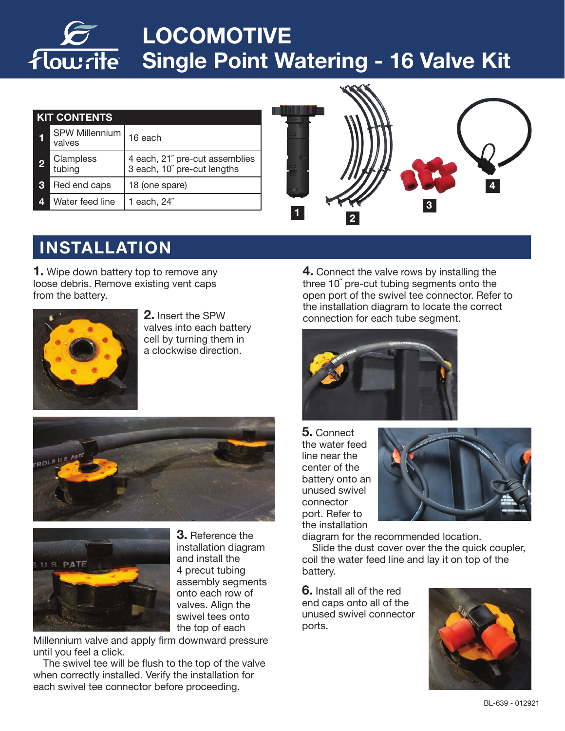# LOCOMOTIVE
# Single Point Watering - 16 Valve Kit

| KIT CONTENTS | | |
|---|---|---|
| 1 | SPW Millennium valves | 16 each |
| 2 | Clampless tubing | 4 each, 21˝ pre-cut assemblies<br>3 each, 10˝ pre-cut lengths |
| 3 | Red end caps | 18 (one spare) |
| 4 | Water feed line | 1 each, 24˝ |

## INSTALLATION

**1.** Wipe down battery top to remove any loose debris. Remove existing vent caps from the battery.

**2.** Insert the SPW valves into each battery cell by turning them in a clockwise direction.

**3.** Reference the installation diagram and install the 4 precut tubing assembly segments onto each row of valves. Align the swivel tees onto the top of each Millennium valve and apply firm downward pressure until you feel a click.

The swivel tee will be flush to the top of the valve when correctly installed. Verify the installation for each swivel tee connector before proceeding.

**4.** Connect the valve rows by installing the three 10˝ pre-cut tubing segments onto the open port of the swivel tee connector. Refer to the installation diagram to locate the correct connection for each tube segment.

**5.** Connect the water feed line near the center of the battery onto an unused swivel connector port. Refer to the installation diagram for the recommended location.

Slide the dust cover over the the quick coupler, coil the water feed line and lay it on top of the battery.

**6.** Install all of the red end caps onto all of the unused swivel connector ports.

BL-639 - 012921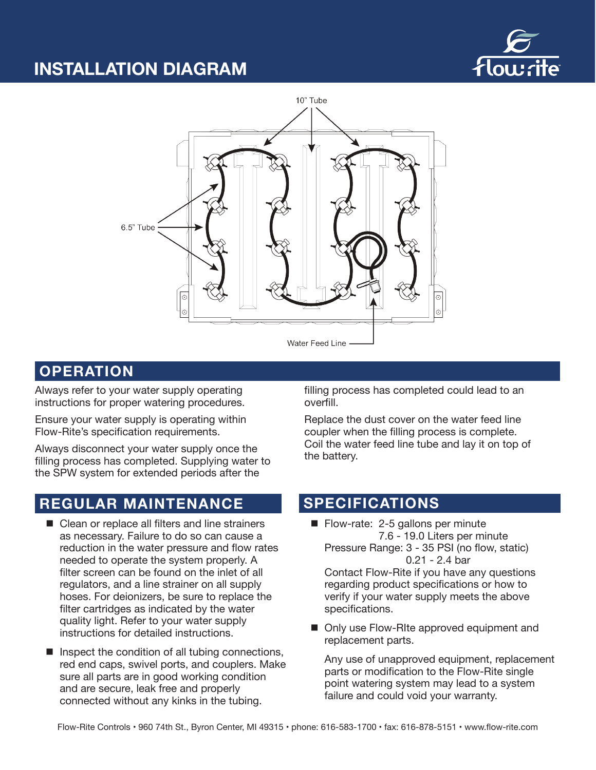# INSTALLATION DIAGRAM

10" Tube

6.5" Tube

Water Feed Line

## OPERATION

Always refer to your water supply operating instructions for proper watering procedures.

Ensure your water supply is operating within Flow-Rite's specification requirements.

Always disconnect your water supply once the filling process has completed. Supplying water to the SPW system for extended periods after the filling process has completed could lead to an overfill.

Replace the dust cover on the water feed line coupler when the filling process is complete. Coil the water feed line tube and lay it on top of the battery.

## REGULAR MAINTENANCE

- Clean or replace all filters and line strainers as necessary. Failure to do so can cause a reduction in the water pressure and flow rates needed to operate the system properly. A filter screen can be found on the inlet of all regulators, and a line strainer on all supply hoses. For deionizers, be sure to replace the filter cartridges as indicated by the water quality light. Refer to your water supply instructions for detailed instructions.
- Inspect the condition of all tubing connections, red end caps, swivel ports, and couplers. Make sure all parts are in good working condition and are secure, leak free and properly connected without any kinks in the tubing.

## SPECIFICATIONS

- Flow-rate: 2-5 gallons per minute
  7.6 - 19.0 Liters per minute
  Pressure Range: 3 - 35 PSI (no flow, static)
  0.21 - 2.4 bar
  Contact Flow-Rite if you have any questions regarding product specifications or how to verify if your water supply meets the above specifications.
- Only use Flow-RIte approved equipment and replacement parts.

  Any use of unapproved equipment, replacement parts or modification to the Flow-Rite single point watering system may lead to a system failure and could void your warranty.

Flow-Rite Controls • 960 74th St., Byron Center, MI 49315 • phone: 616-583-1700 • fax: 616-878-5151 • www.flow-rite.com